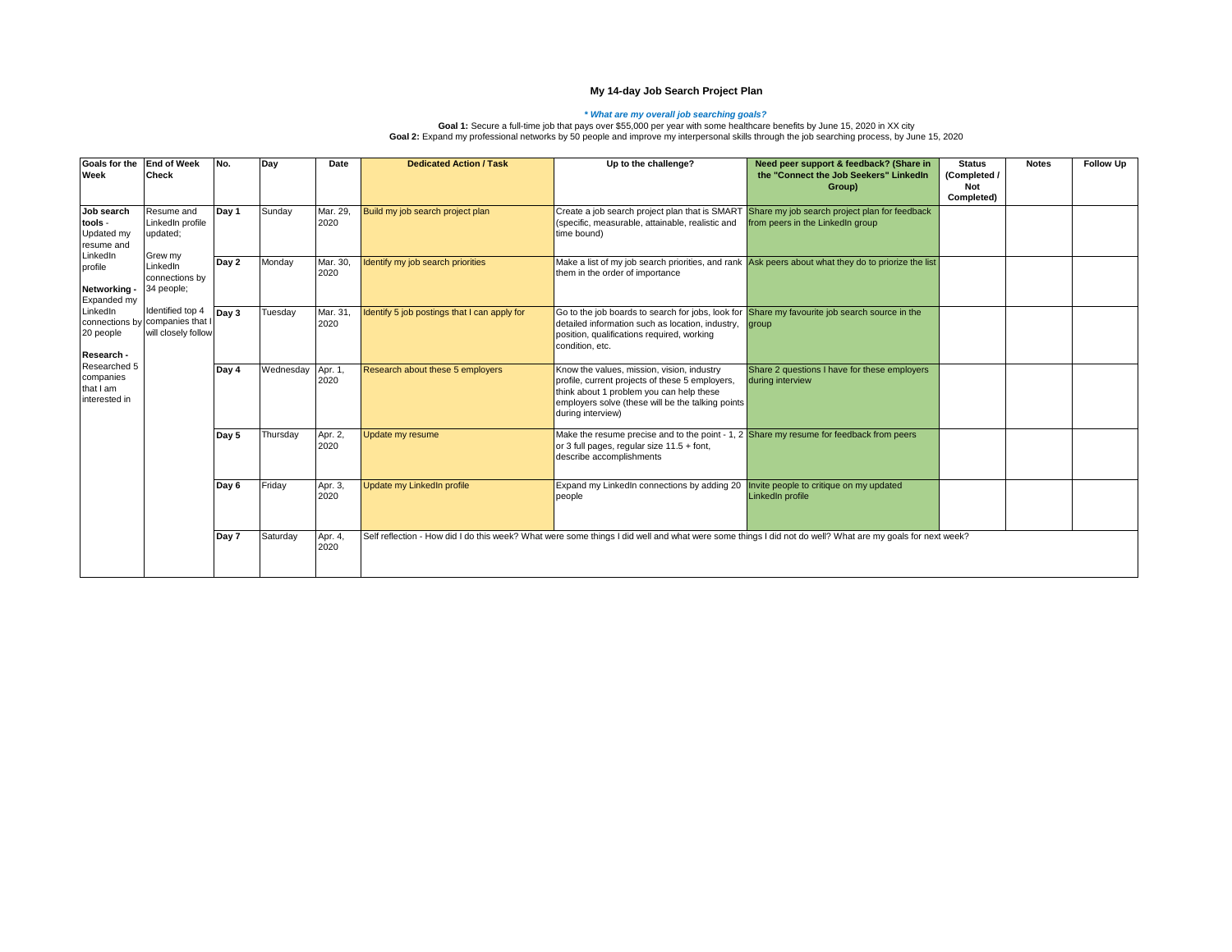# My 14-day Job Search Project Plan

***\* What are my overall job searching goals?***

**Goal 1:** Secure a full-time job that pays over $55,000 per year with some healthcare benefits by June 15, 2020 in XX city

**Goal 2:** Expand my professional networks by 50 people and improve my interpersonal skills through the job searching process, by June 15, 2020

| Goals for the Week | End of Week Check | No. | Day | Date | Dedicated Action / Task | Up to the challenge? | Need peer support & feedback? (Share in the "Connect the Job Seekers" LinkedIn Group) | Status (Completed / Not Completed) | Notes | Follow Up |
|---|---|---|---|---|---|---|---|---|---|---|
| **Job search tools** - Updated my resume and LinkedIn profile<br>**Networking** - Expanded my LinkedIn connections by 20 people<br>**Research** - Researched 5 companies that I am interested in | Resume and LinkedIn profile updated;<br>Grew my LinkedIn connections by 34 people;<br>Identified top 4 companies that I will closely follow | Day 1 | Sunday | Mar. 29, 2020 | Build my job search project plan | Create a job search project plan that is SMART (specific, measurable, attainable, realistic and time bound) | Share my job search project plan for feedback from peers in the LinkedIn group | | | |
| | | Day 2 | Monday | Mar. 30, 2020 | Identify my job search priorities | Make a list of my job search priorities, and rank them in the order of importance | Ask peers about what they do to priorize the list | | | |
| | | Day 3 | Tuesday | Mar. 31, 2020 | Identify 5 job postings that I can apply for | Go to the job boards to search for jobs, look for detailed information such as location, industry, position, qualifications required, working condition, etc. | Share my favourite job search source in the group | | | |
| | | Day 4 | Wednesday | Apr. 1, 2020 | Research about these 5 employers | Know the values, mission, vision, industry profile, current projects of these 5 employers, think about 1 problem you can help these employers solve (these will be the talking points during interview) | Share 2 questions I have for these employers during interview | | | |
| | | Day 5 | Thursday | Apr. 2, 2020 | Update my resume | Make the resume precise and to the point - 1, 2 or 3 full pages, regular size 11.5 + font, describe accomplishments | Share my resume for feedback from peers | | | |
| | | Day 6 | Friday | Apr. 3, 2020 | Update my LinkedIn profile | Expand my LinkedIn connections by adding 20 people | Invite people to critique on my updated LinkedIn profile | | | |
| | | Day 7 | Saturday | Apr. 4, 2020 | Self reflection - How did I do this week? What were some things I did well and what were some things I did not do well? What are my goals for next week? | | | | | |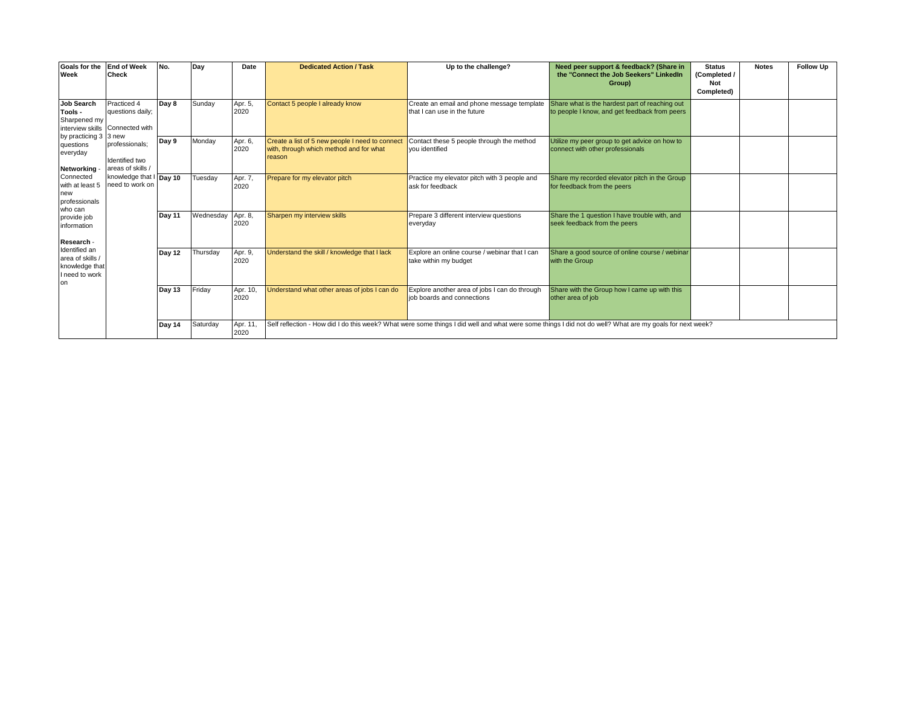| Goals for the Week | End of Week Check | No. | Day | Date | Dedicated Action / Task | Up to the challenge? | Need peer support & feedback? (Share in the "Connect the Job Seekers" LinkedIn Group) | Status (Completed / Not Completed) | Notes | Follow Up |
|---|---|---|---|---|---|---|---|---|---|---|
| **Job Search Tools -** Sharpened my interview skills by practicing 3 questions everyday<br><br>**Networking** - Connected with at least 5 new professionals who can provide job information<br><br>**Research** - Identified an area of skills / knowledge that I need to work on | Practiced 4 questions daily;<br><br>Connected with 3 new professionals;<br><br>Identified two areas of skills / knowledge that I need to work on | **Day 8** | Sunday | Apr. 5, 2020 | Contact 5 people I already know | Create an email and phone message template that I can use in the future | Share what is the hardest part of reaching out to people I know, and get feedback from peers | | | |
| | | **Day 9** | Monday | Apr. 6, 2020 | Create a list of 5 new people I need to connect with, through which method and for what reason | Contact these 5 people through the method you identified | Utilize my peer group to get advice on how to connect with other professionals | | | |
| | | **Day 10** | Tuesday | Apr. 7, 2020 | Prepare for my elevator pitch | Practice my elevator pitch with 3 people and ask for feedback | Share my recorded elevator pitch in the Group for feedback from the peers | | | |
| | | **Day 11** | Wednesday | Apr. 8, 2020 | Sharpen my interview skills | Prepare 3 different interview questions everyday | Share the 1 question I have trouble with, and seek feedback from the peers | | | |
| | | **Day 12** | Thursday | Apr. 9, 2020 | Understand the skill / knowledge that I lack | Explore an online course / webinar that I can take within my budget | Share a good source of online course / webinar with the Group | | | |
| | | **Day 13** | Friday | Apr. 10, 2020 | Understand what other areas of jobs I can do | Explore another area of jobs I can do through job boards and connections | Share with the Group how I came up with this other area of job | | | |
| | | **Day 14** | Saturday | Apr. 11, 2020 | Self reflection - How did I do this week? What were some things I did well and what were some things I did not do well? What are my goals for next week? | | | | | |